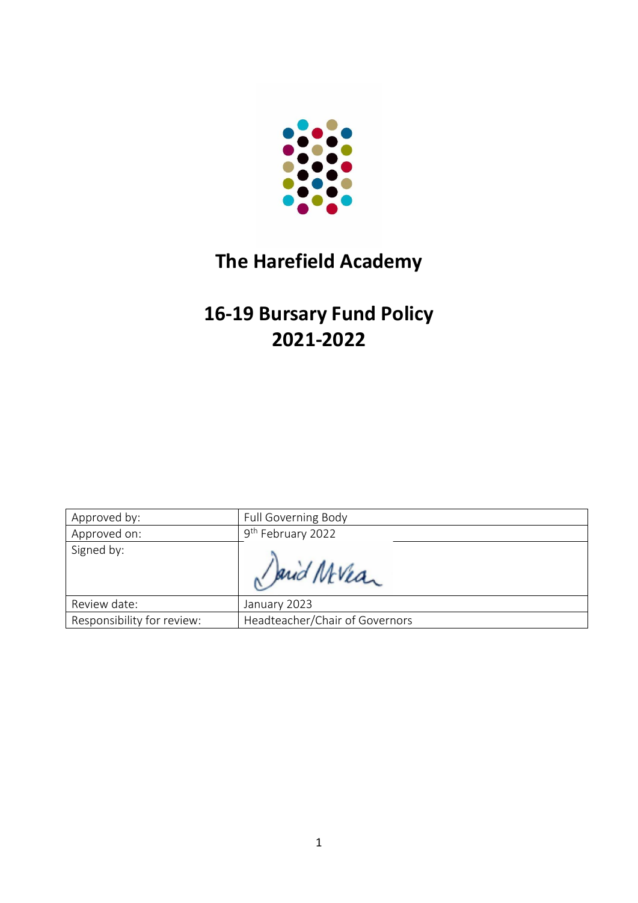# The Harefield Academy

# 16-19 Bursary Fund Policy 2021-2022

| Approved by: | Full Governing Body |
| --- | --- |
| Approved on: | 9th February 2022 |
| Signed by: | David McVea |
| Review date: | January 2023 |
| Responsibility for review: | Headteacher/Chair of Governors |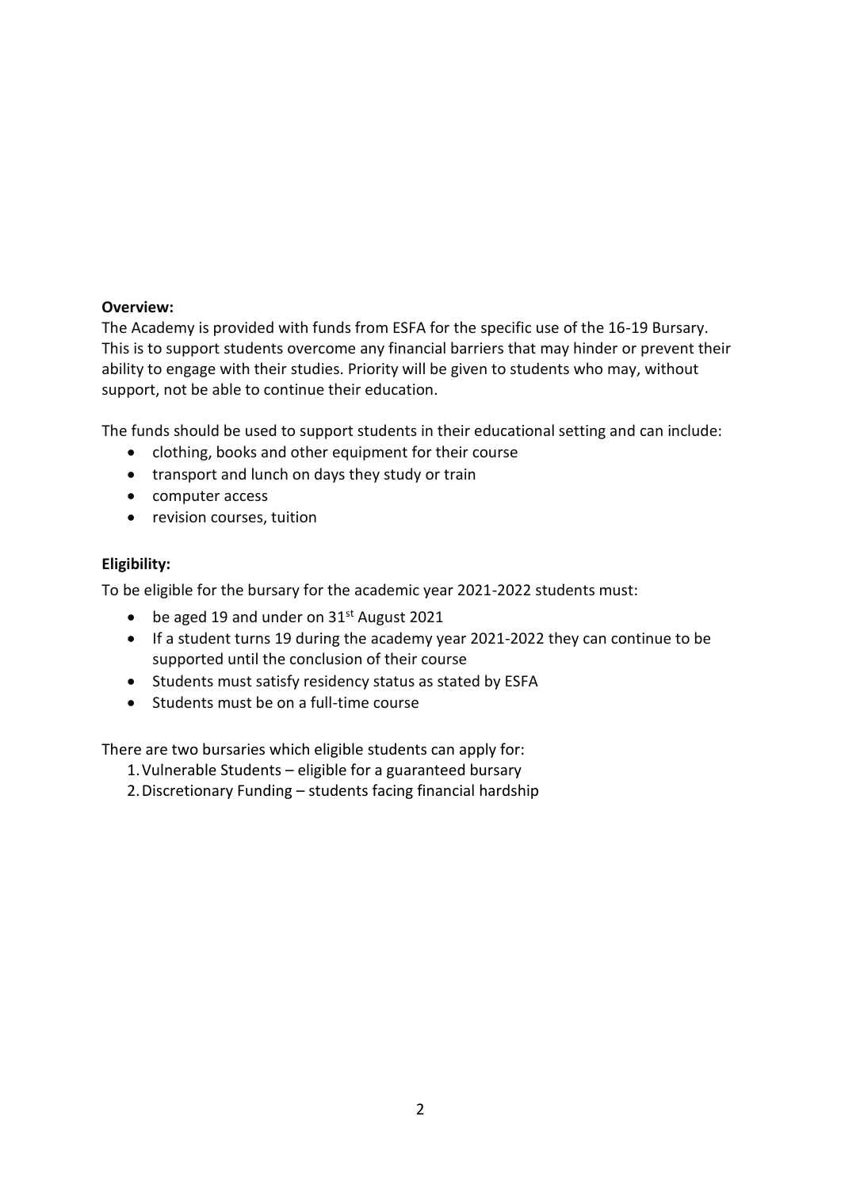**Overview:**

The Academy is provided with funds from ESFA for the specific use of the 16-19 Bursary. This is to support students overcome any financial barriers that may hinder or prevent their ability to engage with their studies. Priority will be given to students who may, without support, not be able to continue their education.

The funds should be used to support students in their educational setting and can include:

- clothing, books and other equipment for their course
- transport and lunch on days they study or train
- computer access
- revision courses, tuition

**Eligibility:**

To be eligible for the bursary for the academic year 2021-2022 students must:

- be aged 19 and under on 31st August 2021
- If a student turns 19 during the academy year 2021-2022 they can continue to be supported until the conclusion of their course
- Students must satisfy residency status as stated by ESFA
- Students must be on a full-time course

There are two bursaries which eligible students can apply for:

1. Vulnerable Students – eligible for a guaranteed bursary
2. Discretionary Funding – students facing financial hardship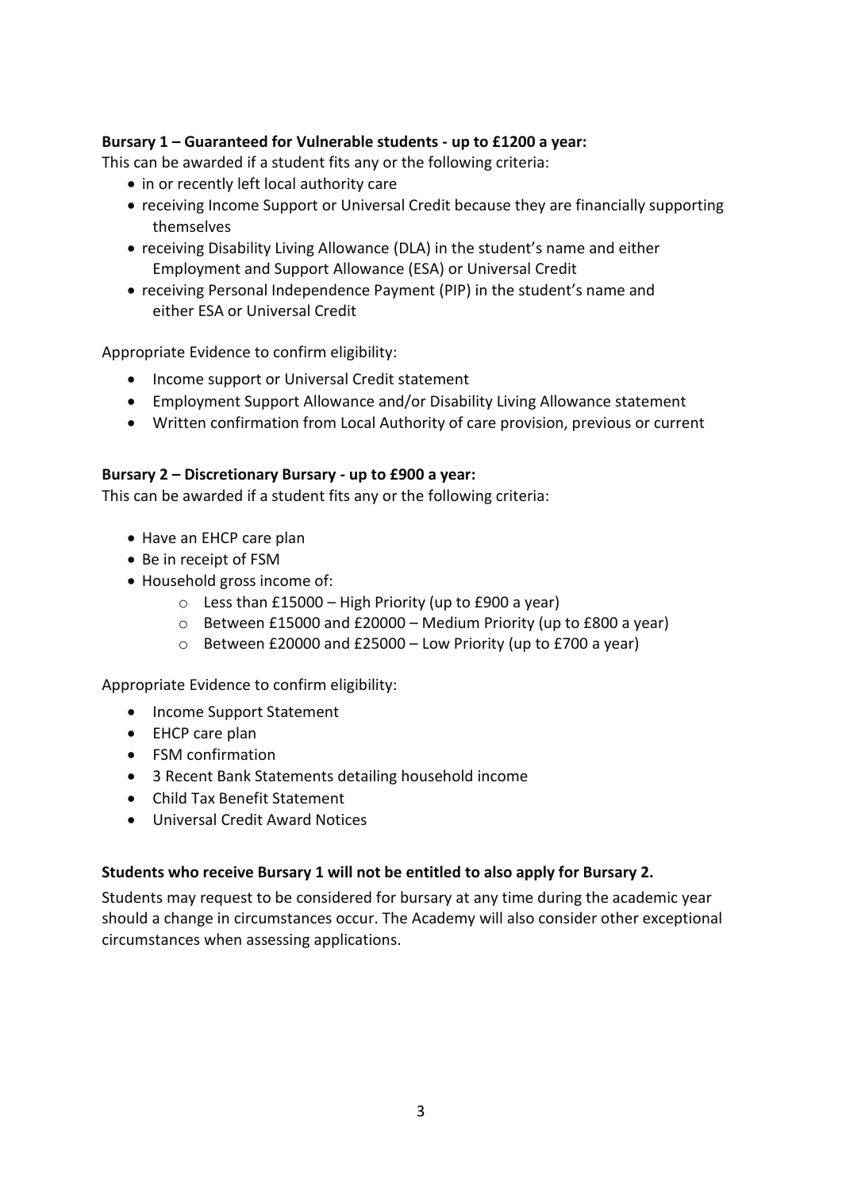**Bursary 1 – Guaranteed for Vulnerable students - up to £1200 a year:**

This can be awarded if a student fits any or the following criteria:

- in or recently left local authority care
- receiving Income Support or Universal Credit because they are financially supporting themselves
- receiving Disability Living Allowance (DLA) in the student's name and either Employment and Support Allowance (ESA) or Universal Credit
- receiving Personal Independence Payment (PIP) in the student's name and either ESA or Universal Credit

Appropriate Evidence to confirm eligibility:

- Income support or Universal Credit statement
- Employment Support Allowance and/or Disability Living Allowance statement
- Written confirmation from Local Authority of care provision, previous or current

**Bursary 2 – Discretionary Bursary - up to £900 a year:**

This can be awarded if a student fits any or the following criteria:

- Have an EHCP care plan
- Be in receipt of FSM
- Household gross income of:
  - Less than £15000 – High Priority (up to £900 a year)
  - Between £15000 and £20000 – Medium Priority (up to £800 a year)
  - Between £20000 and £25000 – Low Priority (up to £700 a year)

Appropriate Evidence to confirm eligibility:

- Income Support Statement
- EHCP care plan
- FSM confirmation
- 3 Recent Bank Statements detailing household income
- Child Tax Benefit Statement
- Universal Credit Award Notices

**Students who receive Bursary 1 will not be entitled to also apply for Bursary 2.**

Students may request to be considered for bursary at any time during the academic year should a change in circumstances occur. The Academy will also consider other exceptional circumstances when assessing applications.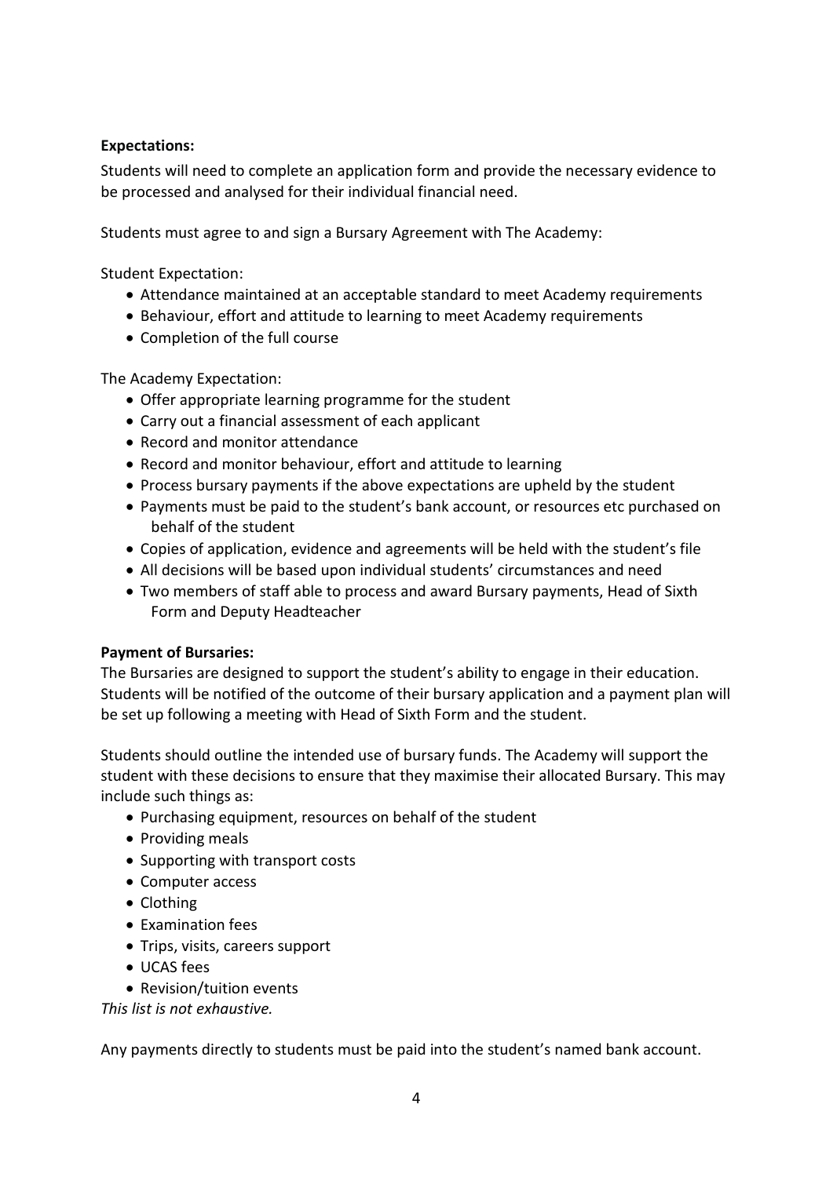**Expectations:**

Students will need to complete an application form and provide the necessary evidence to be processed and analysed for their individual financial need.

Students must agree to and sign a Bursary Agreement with The Academy:

Student Expectation:

- Attendance maintained at an acceptable standard to meet Academy requirements
- Behaviour, effort and attitude to learning to meet Academy requirements
- Completion of the full course

The Academy Expectation:

- Offer appropriate learning programme for the student
- Carry out a financial assessment of each applicant
- Record and monitor attendance
- Record and monitor behaviour, effort and attitude to learning
- Process bursary payments if the above expectations are upheld by the student
- Payments must be paid to the student's bank account, or resources etc purchased on behalf of the student
- Copies of application, evidence and agreements will be held with the student's file
- All decisions will be based upon individual students' circumstances and need
- Two members of staff able to process and award Bursary payments, Head of Sixth Form and Deputy Headteacher

**Payment of Bursaries:**

The Bursaries are designed to support the student's ability to engage in their education. Students will be notified of the outcome of their bursary application and a payment plan will be set up following a meeting with Head of Sixth Form and the student.

Students should outline the intended use of bursary funds. The Academy will support the student with these decisions to ensure that they maximise their allocated Bursary. This may include such things as:

- Purchasing equipment, resources on behalf of the student
- Providing meals
- Supporting with transport costs
- Computer access
- Clothing
- Examination fees
- Trips, visits, careers support
- UCAS fees
- Revision/tuition events

*This list is not exhaustive.*

Any payments directly to students must be paid into the student's named bank account.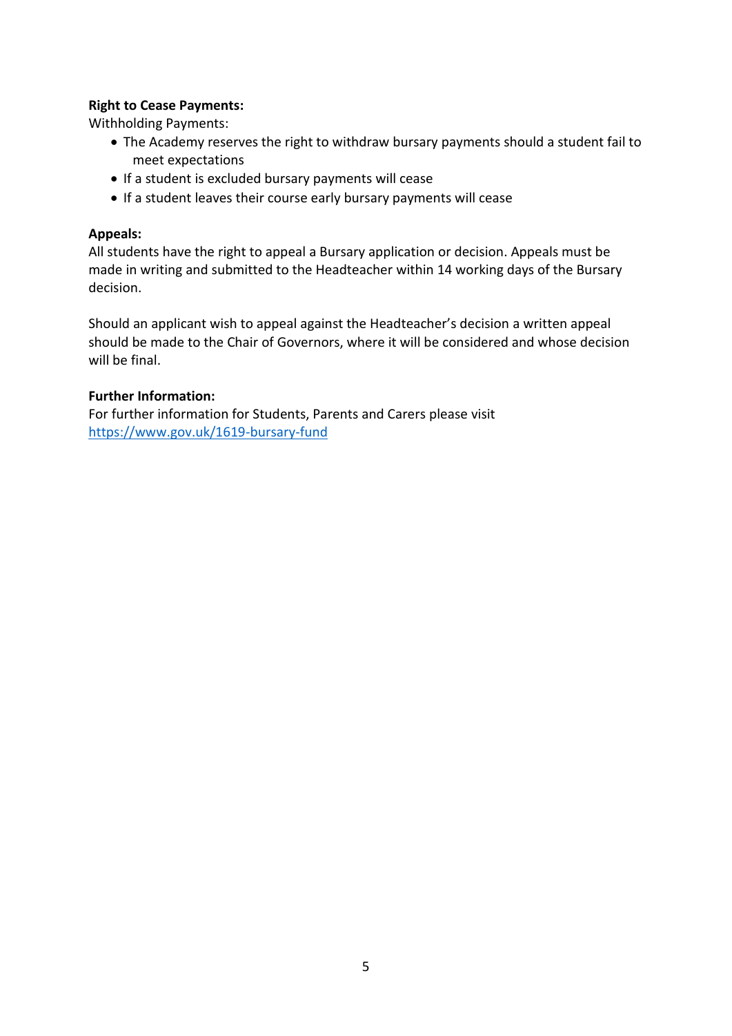**Right to Cease Payments:**

Withholding Payments:

- The Academy reserves the right to withdraw bursary payments should a student fail to meet expectations
- If a student is excluded bursary payments will cease
- If a student leaves their course early bursary payments will cease

**Appeals:**

All students have the right to appeal a Bursary application or decision. Appeals must be made in writing and submitted to the Headteacher within 14 working days of the Bursary decision.

Should an applicant wish to appeal against the Headteacher's decision a written appeal should be made to the Chair of Governors, where it will be considered and whose decision will be final.

**Further Information:**

For further information for Students, Parents and Carers please visit [https://www.gov.uk/1619-bursary-fund](https://www.gov.uk/1619-bursary-fund)